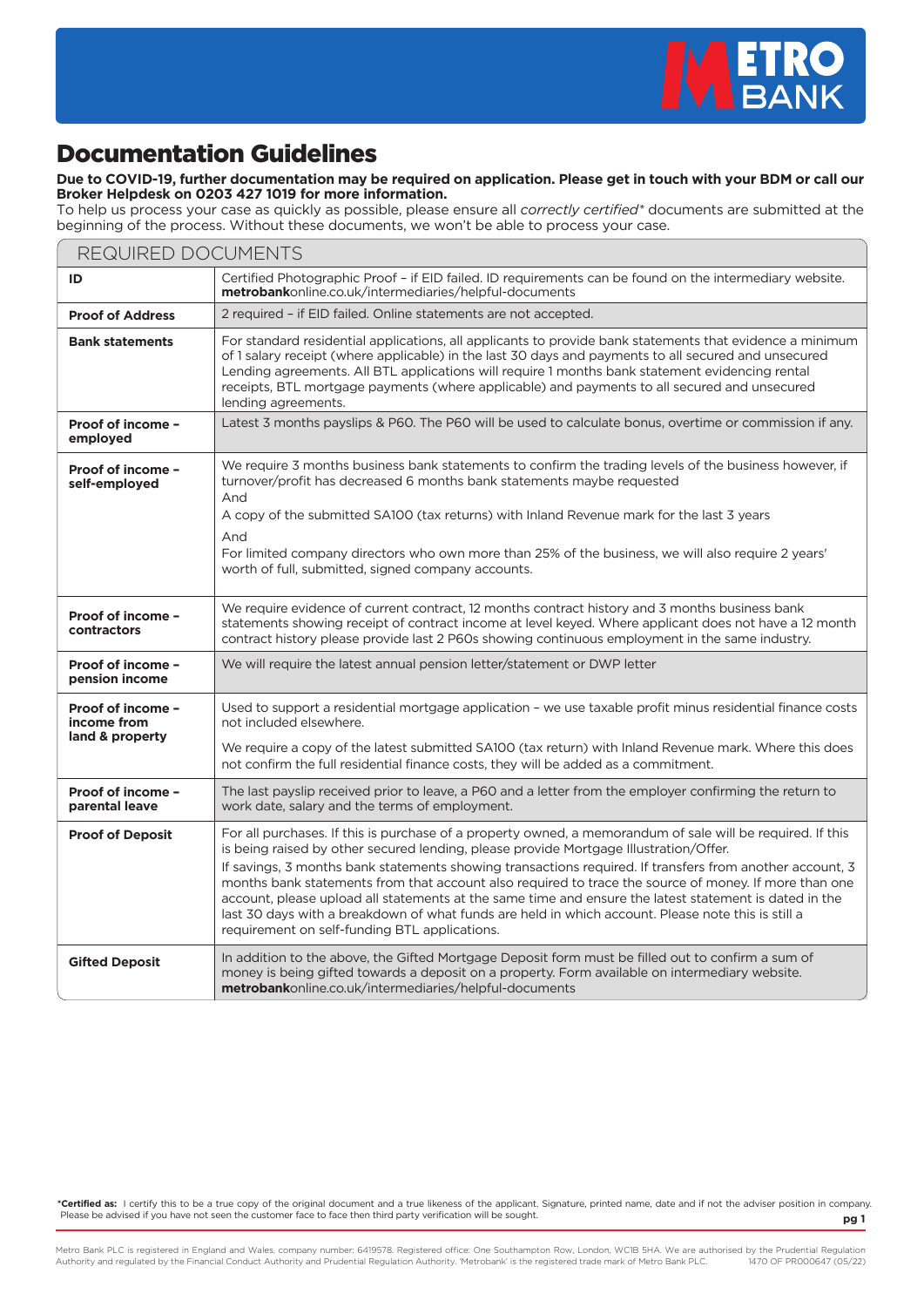# Documentation Guidelines

**Due to COVID-19, further documentation may be required on application. Please get in touch with your BDM or call our Broker Helpdesk on 0203 427 1019 for more information.**

To help us process your case as quickly as possible, please ensure all *correctly certified\** documents are submitted at the beginning of the process. Without these documents, we won't be able to process your case.

| REQUIRED DOCUMENTS | |
|---|---|
| **ID** | Certified Photographic Proof – if EID failed. ID requirements can be found on the intermediary website. **metrobank**online.co.uk/intermediaries/helpful-documents |
| **Proof of Address** | 2 required – if EID failed. Online statements are not accepted. |
| **Bank statements** | For standard residential applications, all applicants to provide bank statements that evidence a minimum of 1 salary receipt (where applicable) in the last 30 days and payments to all secured and unsecured Lending agreements. All BTL applications will require 1 months bank statement evidencing rental receipts, BTL mortgage payments (where applicable) and payments to all secured and unsecured lending agreements. |
| **Proof of income – employed** | Latest 3 months payslips & P60. The P60 will be used to calculate bonus, overtime or commission if any. |
| **Proof of income – self-employed** | We require 3 months business bank statements to confirm the trading levels of the business however, if turnover/profit has decreased 6 months bank statements maybe requested<br>And<br>A copy of the submitted SA100 (tax returns) with Inland Revenue mark for the last 3 years<br>And<br>For limited company directors who own more than 25% of the business, we will also require 2 years' worth of full, submitted, signed company accounts. |
| **Proof of income – contractors** | We require evidence of current contract, 12 months contract history and 3 months business bank statements showing receipt of contract income at level keyed. Where applicant does not have a 12 month contract history please provide last 2 P60s showing continuous employment in the same industry. |
| **Proof of income – pension income** | We will require the latest annual pension letter/statement or DWP letter |
| **Proof of income – income from land & property** | Used to support a residential mortgage application – we use taxable profit minus residential finance costs not included elsewhere.<br>We require a copy of the latest submitted SA100 (tax return) with Inland Revenue mark. Where this does not confirm the full residential finance costs, they will be added as a commitment. |
| **Proof of income – parental leave** | The last payslip received prior to leave, a P60 and a letter from the employer confirming the return to work date, salary and the terms of employment. |
| **Proof of Deposit** | For all purchases. If this is purchase of a property owned, a memorandum of sale will be required. If this is being raised by other secured lending, please provide Mortgage Illustration/Offer.<br>If savings, 3 months bank statements showing transactions required. If transfers from another account, 3 months bank statements from that account also required to trace the source of money. If more than one account, please upload all statements at the same time and ensure the latest statement is dated in the last 30 days with a breakdown of what funds are held in which account. Please note this is still a requirement on self-funding BTL applications. |
| **Gifted Deposit** | In addition to the above, the Gifted Mortgage Deposit form must be filled out to confirm a sum of money is being gifted towards a deposit on a property. Form available on intermediary website. **metrobank**online.co.uk/intermediaries/helpful-documents |

**\*Certified as:** I certify this to be a true copy of the original document and a true likeness of the applicant. Signature, printed name, date and if not the adviser position in company. Please be advised if you have not seen the customer face to face then third party verification will be sought.

Metro Bank PLC is registered in England and Wales, company number: 6419578. Registered office: One Southampton Row, London, WC1B 5HA. We are authorised by the Prudential Regulation Authority and regulated by the Financial Conduct Authority and Prudential Regulation Authority. 'Metrobank' is the registered trade mark of Metro Bank PLC. 1470 OF PRO00647 (05/22)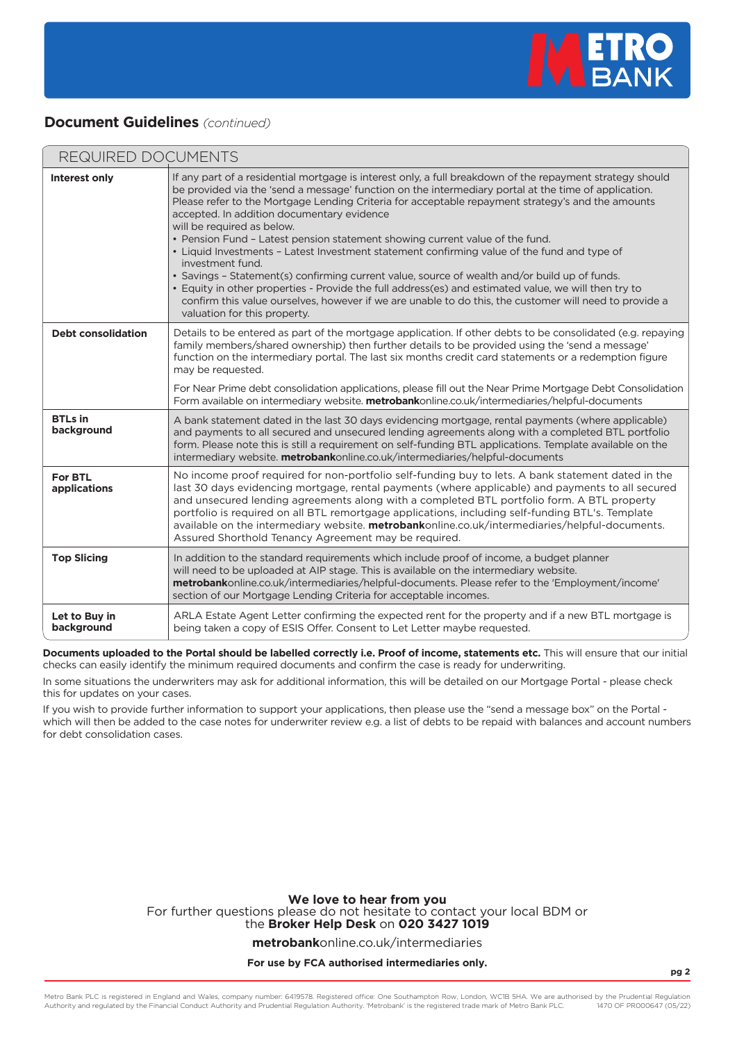## Document Guidelines *(continued)*

| REQUIRED DOCUMENTS | |
|---|---|
| **Interest only** | If any part of a residential mortgage is interest only, a full breakdown of the repayment strategy should be provided via the 'send a message' function on the intermediary portal at the time of application. Please refer to the Mortgage Lending Criteria for acceptable repayment strategy's and the amounts accepted. In addition documentary evidence will be required as below.<br>• Pension Fund – Latest pension statement showing current value of the fund.<br>• Liquid Investments – Latest Investment statement confirming value of the fund and type of investment fund.<br>• Savings – Statement(s) confirming current value, source of wealth and/or build up of funds.<br>• Equity in other properties - Provide the full address(es) and estimated value, we will then try to confirm this value ourselves, however if we are unable to do this, the customer will need to provide a valuation for this property. |
| **Debt consolidation** | Details to be entered as part of the mortgage application. If other debts to be consolidated (e.g. repaying family members/shared ownership) then further details to be provided using the 'send a message' function on the intermediary portal. The last six months credit card statements or a redemption figure may be requested.<br><br>For Near Prime debt consolidation applications, please fill out the Near Prime Mortgage Debt Consolidation Form available on intermediary website. **metrobank**online.co.uk/intermediaries/helpful-documents |
| **BTLs in background** | A bank statement dated in the last 30 days evidencing mortgage, rental payments (where applicable) and payments to all secured and unsecured lending agreements along with a completed BTL portfolio form. Please note this is still a requirement on self-funding BTL applications. Template available on the intermediary website. **metrobank**online.co.uk/intermediaries/helpful-documents |
| **For BTL applications** | No income proof required for non-portfolio self-funding buy to lets. A bank statement dated in the last 30 days evidencing mortgage, rental payments (where applicable) and payments to all secured and unsecured lending agreements along with a completed BTL portfolio form. A BTL property portfolio is required on all BTL remortgage applications, including self-funding BTL's. Template available on the intermediary website. **metrobank**online.co.uk/intermediaries/helpful-documents. Assured Shorthold Tenancy Agreement may be required. |
| **Top Slicing** | In addition to the standard requirements which include proof of income, a budget planner will need to be uploaded at AIP stage. This is available on the intermediary website. **metrobank**online.co.uk/intermediaries/helpful-documents. Please refer to the 'Employment/income' section of our Mortgage Lending Criteria for acceptable incomes. |
| **Let to Buy in background** | ARLA Estate Agent Letter confirming the expected rent for the property and if a new BTL mortgage is being taken a copy of ESIS Offer. Consent to Let Letter maybe requested. |

**Documents uploaded to the Portal should be labelled correctly i.e. Proof of income, statements etc.** This will ensure that our initial checks can easily identify the minimum required documents and confirm the case is ready for underwriting.

In some situations the underwriters may ask for additional information, this will be detailed on our Mortgage Portal - please check this for updates on your cases.

If you wish to provide further information to support your applications, then please use the "send a message box" on the Portal - which will then be added to the case notes for underwriter review e.g. a list of debts to be repaid with balances and account numbers for debt consolidation cases.

**We love to hear from you**
For further questions please do not hesitate to contact your local BDM or the **Broker Help Desk** on **020 3427 1019**

**metrobank**online.co.uk/intermediaries

**For use by FCA authorised intermediaries only.**

Metro Bank PLC is registered in England and Wales, company number: 6419578. Registered office: One Southampton Row, London, WC1B 5HA. We are authorised by the Prudential Regulation Authority and regulated by the Financial Conduct Authority and Prudential Regulation Authority. 'Metrobank' is the registered trade mark of Metro Bank PLC. 1470 OF PR000647 (05/22)